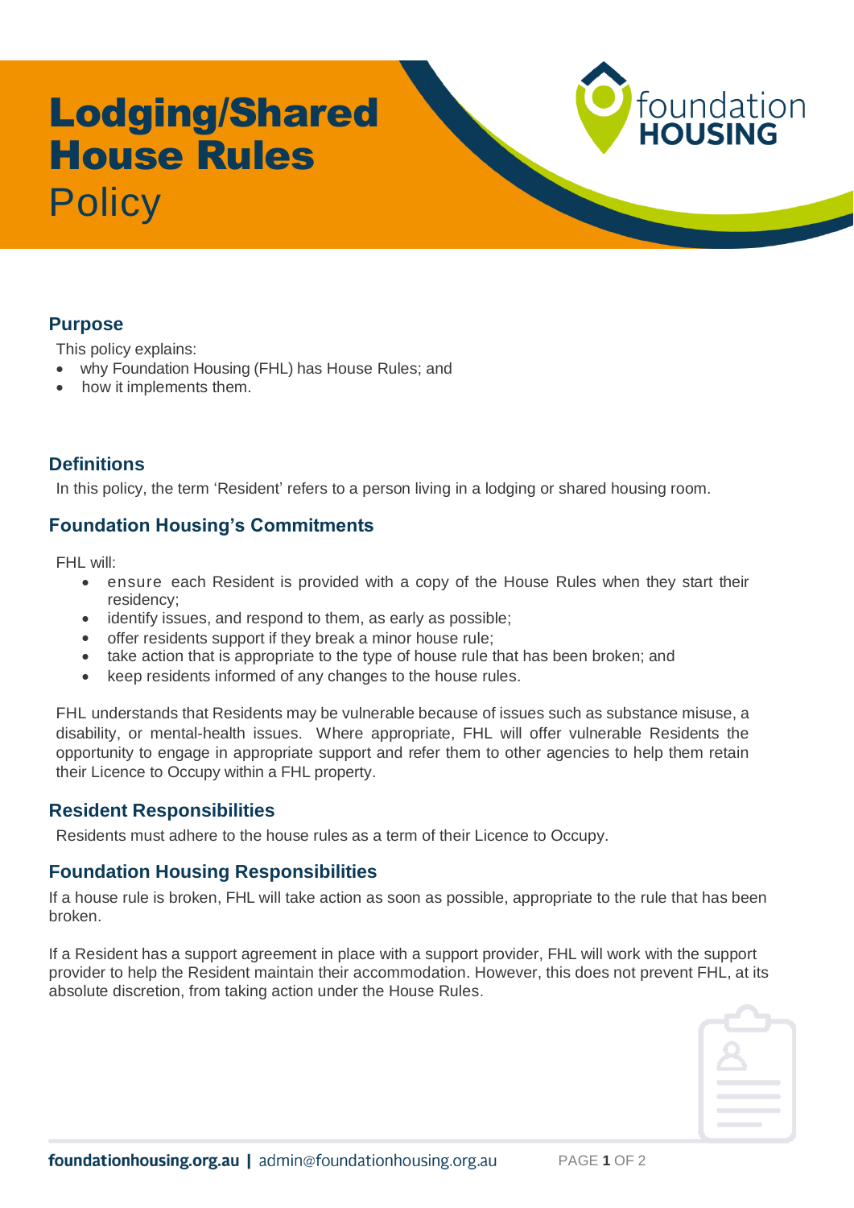# Lodging/Shared House Rules Policy

## Purpose

This policy explains:

- why Foundation Housing (FHL) has House Rules; and
- how it implements them.

## Definitions

In this policy, the term 'Resident' refers to a person living in a lodging or shared housing room.

## Foundation Housing's Commitments

FHL will:

- ensure each Resident is provided with a copy of the House Rules when they start their residency;
- identify issues, and respond to them, as early as possible;
- offer residents support if they break a minor house rule;
- take action that is appropriate to the type of house rule that has been broken; and
- keep residents informed of any changes to the house rules.

FHL understands that Residents may be vulnerable because of issues such as substance misuse, a disability, or mental-health issues. Where appropriate, FHL will offer vulnerable Residents the opportunity to engage in appropriate support and refer them to other agencies to help them retain their Licence to Occupy within a FHL property.

## Resident Responsibilities

Residents must adhere to the house rules as a term of their Licence to Occupy.

## Foundation Housing Responsibilities

If a house rule is broken, FHL will take action as soon as possible, appropriate to the rule that has been broken.

If a Resident has a support agreement in place with a support provider, FHL will work with the support provider to help the Resident maintain their accommodation. However, this does not prevent FHL, at its absolute discretion, from taking action under the House Rules.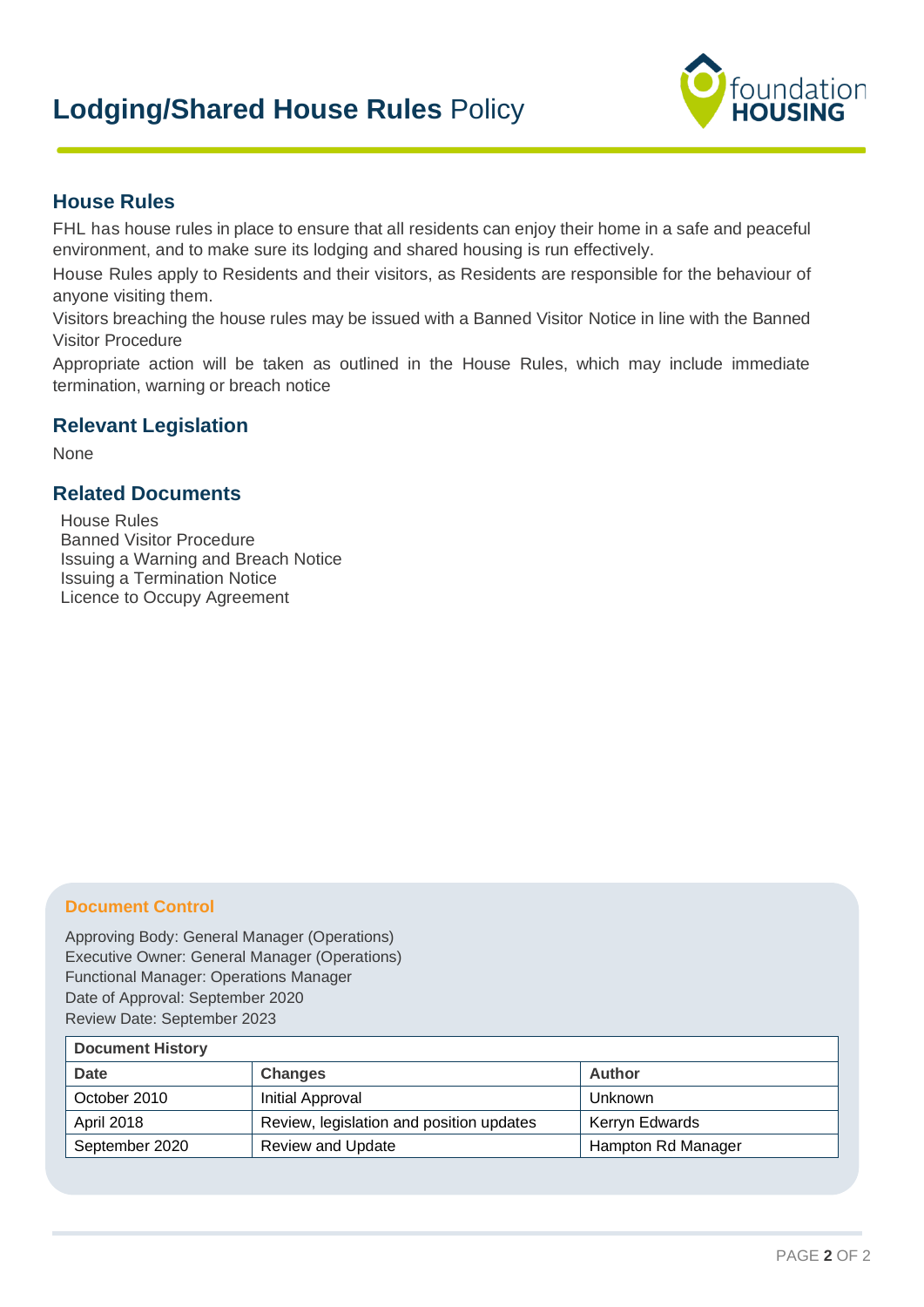# Lodging/Shared House Rules Policy

## House Rules

FHL has house rules in place to ensure that all residents can enjoy their home in a safe and peaceful environment, and to make sure its lodging and shared housing is run effectively.

House Rules apply to Residents and their visitors, as Residents are responsible for the behaviour of anyone visiting them.

Visitors breaching the house rules may be issued with a Banned Visitor Notice in line with the Banned Visitor Procedure

Appropriate action will be taken as outlined in the House Rules, which may include immediate termination, warning or breach notice

## Relevant Legislation

None

## Related Documents

House Rules
Banned Visitor Procedure
Issuing a Warning and Breach Notice
Issuing a Termination Notice
Licence to Occupy Agreement

### Document Control

Approving Body: General Manager (Operations)
Executive Owner: General Manager (Operations)
Functional Manager: Operations Manager
Date of Approval: September 2020
Review Date: September 2023

| Document History | | |
|---|---|---|
| **Date** | **Changes** | **Author** |
| October 2010 | Initial Approval | Unknown |
| April 2018 | Review, legislation and position updates | Kerryn Edwards |
| September 2020 | Review and Update | Hampton Rd Manager |